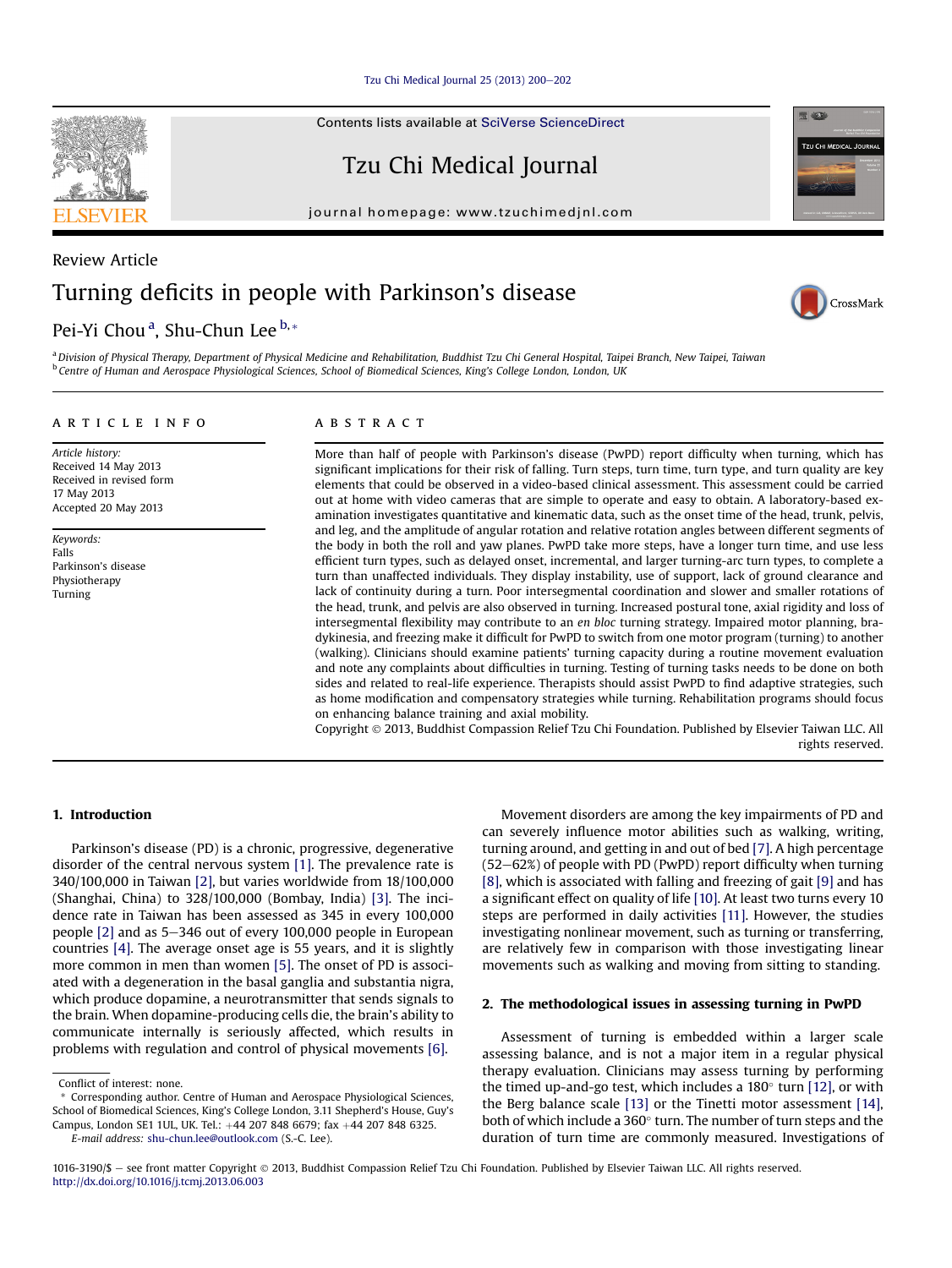Review Article

# Turning deficits in people with Parkinson's disease

Pei-Yi Chou [a], Shu-Chun Lee [b,*]

[a] *Division of Physical Therapy, Department of Physical Medicine and Rehabilitation, Buddhist Tzu Chi General Hospital, Taipei Branch, New Taipei, Taiwan*
[b] *Centre of Human and Aerospace Physiological Sciences, School of Biomedical Sciences, King's College London, London, UK*

**ARTICLE INFO**

*Article history:*
Received 14 May 2013
Received in revised form 17 May 2013
Accepted 20 May 2013

*Keywords:*
Falls
Parkinson's disease
Physiotherapy
Turning

**ABSTRACT**

More than half of people with Parkinson's disease (PwPD) report difficulty when turning, which has significant implications for their risk of falling. Turn steps, turn time, turn type, and turn quality are key elements that could be observed in a video-based clinical assessment. This assessment could be carried out at home with video cameras that are simple to operate and easy to obtain. A laboratory-based examination investigates quantitative and kinematic data, such as the onset time of the head, trunk, pelvis, and leg, and the amplitude of angular rotation and relative rotation angles between different segments of the body in both the roll and yaw planes. PwPD take more steps, have a longer turn time, and use less efficient turn types, such as delayed onset, incremental, and larger turning-arc turn types, to complete a turn than unaffected individuals. They display instability, use of support, lack of ground clearance and lack of continuity during a turn. Poor intersegmental coordination and slower and smaller rotations of the head, trunk, and pelvis are also observed in turning. Increased postural tone, axial rigidity and loss of intersegmental flexibility may contribute to an *en bloc* turning strategy. Impaired motor planning, bradykinesia, and freezing make it difficult for PwPD to switch from one motor program (turning) to another (walking). Clinicians should examine patients' turning capacity during a routine movement evaluation and note any complaints about difficulties in turning. Testing of turning tasks needs to be done on both sides and related to real-life experience. Therapists should assist PwPD to find adaptive strategies, such as home modification and compensatory strategies while turning. Rehabilitation programs should focus on enhancing balance training and axial mobility.

Copyright © 2013, Buddhist Compassion Relief Tzu Chi Foundation. Published by Elsevier Taiwan LLC. All rights reserved.

## 1. Introduction

Parkinson's disease (PD) is a chronic, progressive, degenerative disorder of the central nervous system [1]. The prevalence rate is 340/100,000 in Taiwan [2], but varies worldwide from 18/100,000 (Shanghai, China) to 328/100,000 (Bombay, India) [3]. The incidence rate in Taiwan has been assessed as 345 in every 100,000 people [2] and as 5–346 out of every 100,000 people in European countries [4]. The average onset age is 55 years, and it is slightly more common in men than women [5]. The onset of PD is associated with a degeneration in the basal ganglia and substantia nigra, which produce dopamine, a neurotransmitter that sends signals to the brain. When dopamine-producing cells die, the brain's ability to communicate internally is seriously affected, which results in problems with regulation and control of physical movements [6].

Movement disorders are among the key impairments of PD and can severely influence motor abilities such as walking, writing, turning around, and getting in and out of bed [7]. A high percentage (52–62%) of people with PD (PwPD) report difficulty when turning [8], which is associated with falling and freezing of gait [9] and has a significant effect on quality of life [10]. At least two turns every 10 steps are performed in daily activities [11]. However, the studies investigating nonlinear movement, such as turning or transferring, are relatively few in comparison with those investigating linear movements such as walking and moving from sitting to standing.

## 2. The methodological issues in assessing turning in PwPD

Assessment of turning is embedded within a larger scale assessing balance, and is not a major item in a regular physical therapy evaluation. Clinicians may assess turning by performing the timed up-and-go test, which includes a 180° turn [12], or with the Berg balance scale [13] or the Tinetti motor assessment [14], both of which include a 360° turn. The number of turn steps and the duration of turn time are commonly measured. Investigations of

Conflict of interest: none.

* Corresponding author. Centre of Human and Aerospace Physiological Sciences, School of Biomedical Sciences, King's College London, 3.11 Shepherd's House, Guy's Campus, London SE1 1UL, UK. Tel.: +44 207 848 6679; fax +44 207 848 6325.
E-mail address: shu-chun.lee@outlook.com (S.-C. Lee).

1016-3190/$ – see front matter Copyright © 2013, Buddhist Compassion Relief Tzu Chi Foundation. Published by Elsevier Taiwan LLC. All rights reserved.
http://dx.doi.org/10.1016/j.tcmj.2013.06.003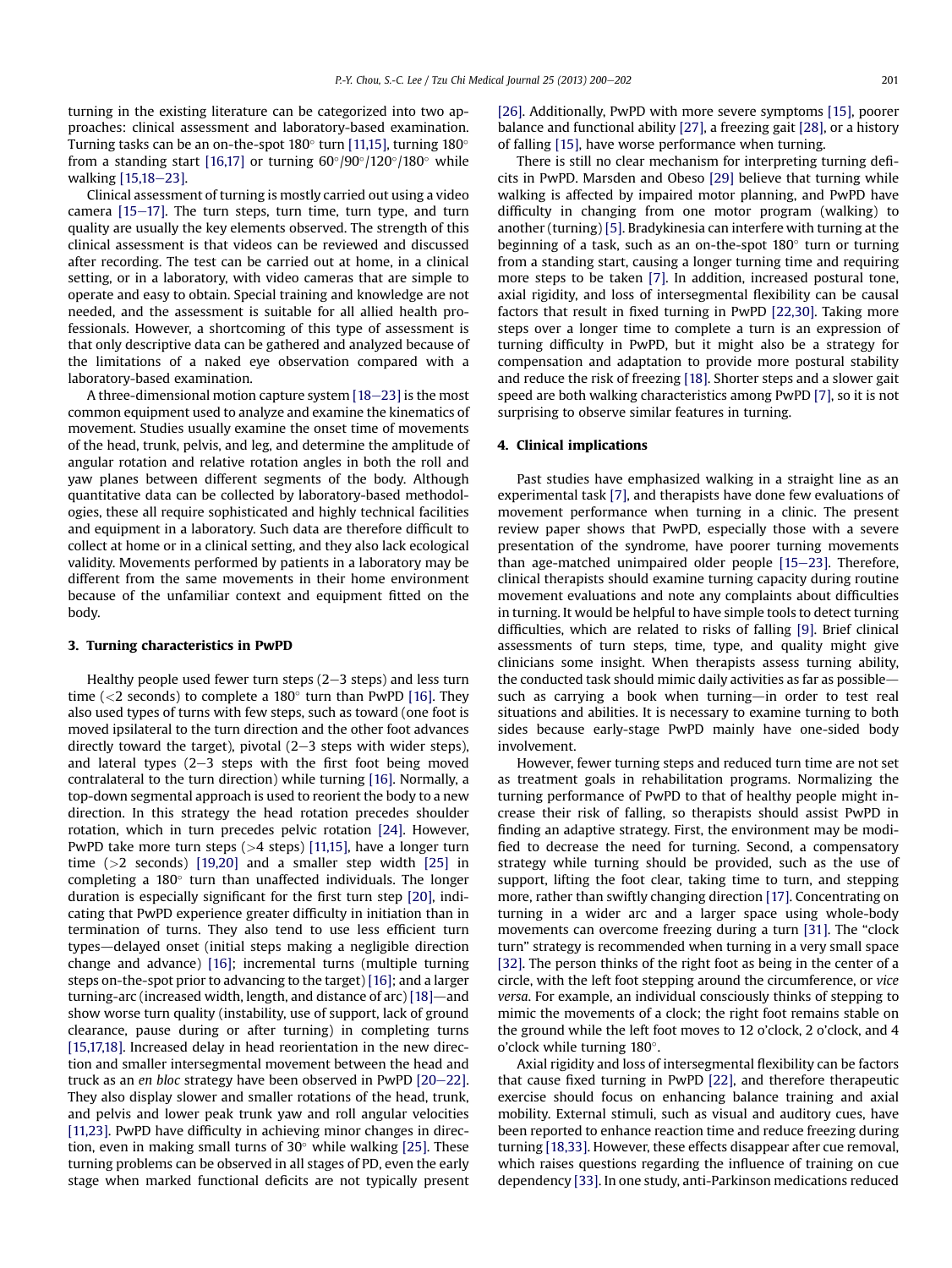turning in the existing literature can be categorized into two approaches: clinical assessment and laboratory-based examination. Turning tasks can be an on-the-spot 180° turn [11,15], turning 180° from a standing start [16,17] or turning 60°/90°/120°/180° while walking [15,18–23].

Clinical assessment of turning is mostly carried out using a video camera [15–17]. The turn steps, turn time, turn type, and turn quality are usually the key elements observed. The strength of this clinical assessment is that videos can be reviewed and discussed after recording. The test can be carried out at home, in a clinical setting, or in a laboratory, with video cameras that are simple to operate and easy to obtain. Special training and knowledge are not needed, and the assessment is suitable for all allied health professionals. However, a shortcoming of this type of assessment is that only descriptive data can be gathered and analyzed because of the limitations of a naked eye observation compared with a laboratory-based examination.

A three-dimensional motion capture system [18–23] is the most common equipment used to analyze and examine the kinematics of movement. Studies usually examine the onset time of movements of the head, trunk, pelvis, and leg, and determine the amplitude of angular rotation and relative rotation angles in both the roll and yaw planes between different segments of the body. Although quantitative data can be collected by laboratory-based methodologies, these all require sophisticated and highly technical facilities and equipment in a laboratory. Such data are therefore difficult to collect at home or in a clinical setting, and they also lack ecological validity. Movements performed by patients in a laboratory may be different from the same movements in their home environment because of the unfamiliar context and equipment fitted on the body.

## 3. Turning characteristics in PwPD

Healthy people used fewer turn steps (2–3 steps) and less turn time (<2 seconds) to complete a 180° turn than PwPD [16]. They also used types of turns with few steps, such as toward (one foot is moved ipsilateral to the turn direction and the other foot advances directly toward the target), pivotal (2–3 steps with wider steps), and lateral types (2–3 steps with the first foot being moved contralateral to the turn direction) while turning [16]. Normally, a top-down segmental approach is used to reorient the body to a new direction. In this strategy the head rotation precedes shoulder rotation, which in turn precedes pelvic rotation [24]. However, PwPD take more turn steps (>4 steps) [11,15], have a longer turn time (>2 seconds) [19,20] and a smaller step width [25] in completing a 180° turn than unaffected individuals. The longer duration is especially significant for the first turn step [20], indicating that PwPD experience greater difficulty in initiation than in termination of turns. They also tend to use less efficient turn types—delayed onset (initial steps making a negligible direction change and advance) [16]; incremental turns (multiple turning steps on-the-spot prior to advancing to the target) [16]; and a larger turning-arc (increased width, length, and distance of arc) [18]—and show worse turn quality (instability, use of support, lack of ground clearance, pause during or after turning) in completing turns [15,17,18]. Increased delay in head reorientation in the new direction and smaller intersegmental movement between the head and truck as an *en bloc* strategy have been observed in PwPD [20–22]. They also display slower and smaller rotations of the head, trunk, and pelvis and lower peak trunk yaw and roll angular velocities [11,23]. PwPD have difficulty in achieving minor changes in direction, even in making small turns of 30° while walking [25]. These turning problems can be observed in all stages of PD, even the early stage when marked functional deficits are not typically present [26]. Additionally, PwPD with more severe symptoms [15], poorer balance and functional ability [27], a freezing gait [28], or a history of falling [15], have worse performance when turning.

There is still no clear mechanism for interpreting turning deficits in PwPD. Marsden and Obeso [29] believe that turning while walking is affected by impaired motor planning, and PwPD have difficulty in changing from one motor program (walking) to another (turning) [5]. Bradykinesia can interfere with turning at the beginning of a task, such as an on-the-spot 180° turn or turning from a standing start, causing a longer turning time and requiring more steps to be taken [7]. In addition, increased postural tone, axial rigidity, and loss of intersegmental flexibility can be causal factors that result in fixed turning in PwPD [22,30]. Taking more steps over a longer time to complete a turn is an expression of turning difficulty in PwPD, but it might also be a strategy for compensation and adaptation to provide more postural stability and reduce the risk of freezing [18]. Shorter steps and a slower gait speed are both walking characteristics among PwPD [7], so it is not surprising to observe similar features in turning.

## 4. Clinical implications

Past studies have emphasized walking in a straight line as an experimental task [7], and therapists have done few evaluations of movement performance when turning in a clinic. The present review paper shows that PwPD, especially those with a severe presentation of the syndrome, have poorer turning movements than age-matched unimpaired older people [15–23]. Therefore, clinical therapists should examine turning capacity during routine movement evaluations and note any complaints about difficulties in turning. It would be helpful to have simple tools to detect turning difficulties, which are related to risks of falling [9]. Brief clinical assessments of turn steps, time, type, and quality might give clinicians some insight. When therapists assess turning ability, the conducted task should mimic daily activities as far as possible—such as carrying a book when turning—in order to test real situations and abilities. It is necessary to examine turning to both sides because early-stage PwPD mainly have one-sided body involvement.

However, fewer turning steps and reduced turn time are not set as treatment goals in rehabilitation programs. Normalizing the turning performance of PwPD to that of healthy people might increase their risk of falling, so therapists should assist PwPD in finding an adaptive strategy. First, the environment may be modified to decrease the need for turning. Second, a compensatory strategy while turning should be provided, such as the use of support, lifting the foot clear, taking time to turn, and stepping more, rather than swiftly changing direction [17]. Concentrating on turning in a wider arc and a larger space using whole-body movements can overcome freezing during a turn [31]. The "clock turn" strategy is recommended when turning in a very small space [32]. The person thinks of the right foot as being in the center of a circle, with the left foot stepping around the circumference, or *vice versa*. For example, an individual consciously thinks of stepping to mimic the movements of a clock; the right foot remains stable on the ground while the left foot moves to 12 o'clock, 2 o'clock, and 4 o'clock while turning 180°.

Axial rigidity and loss of intersegmental flexibility can be factors that cause fixed turning in PwPD [22], and therefore therapeutic exercise should focus on enhancing balance training and axial mobility. External stimuli, such as visual and auditory cues, have been reported to enhance reaction time and reduce freezing during turning [18,33]. However, these effects disappear after cue removal, which raises questions regarding the influence of training on cue dependency [33]. In one study, anti-Parkinson medications reduced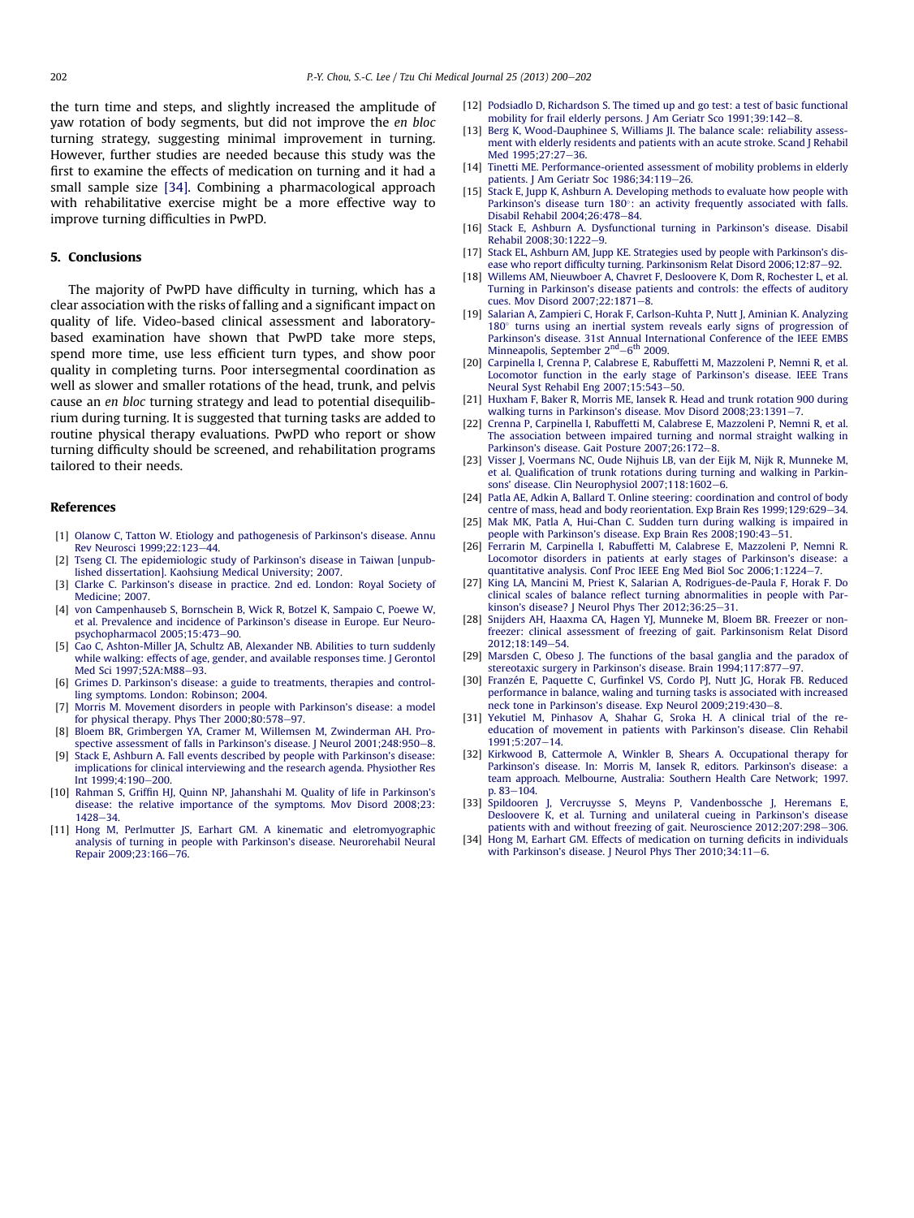the turn time and steps, and slightly increased the amplitude of yaw rotation of body segments, but did not improve the *en bloc* turning strategy, suggesting minimal improvement in turning. However, further studies are needed because this study was the first to examine the effects of medication on turning and it had a small sample size [34]. Combining a pharmacological approach with rehabilitative exercise might be a more effective way to improve turning difficulties in PwPD.

## 5. Conclusions

The majority of PwPD have difficulty in turning, which has a clear association with the risks of falling and a significant impact on quality of life. Video-based clinical assessment and laboratory-based examination have shown that PwPD take more steps, spend more time, use less efficient turn types, and show poor quality in completing turns. Poor intersegmental coordination as well as slower and smaller rotations of the head, trunk, and pelvis cause an *en bloc* turning strategy and lead to potential disequilibrium during turning. It is suggested that turning tasks are added to routine physical therapy evaluations. PwPD who report or show turning difficulty should be screened, and rehabilitation programs tailored to their needs.

## References

[1] Olanow C, Tatton W. Etiology and pathogenesis of Parkinson's disease. Annu Rev Neurosci 1999;22:123–44.

[2] Tseng CI. The epidemiologic study of Parkinson's disease in Taiwan [unpublished dissertation]. Kaohsiung Medical University; 2007.

[3] Clarke C. Parkinson's disease in practice. 2nd ed. London: Royal Society of Medicine; 2007.

[4] von Campenhauseb S, Bornschein B, Wick R, Botzel K, Sampaio C, Poewe W, et al. Prevalence and incidence of Parkinson's disease in Europe. Eur Neuropsychopharmacol 2005;15:473–90.

[5] Cao C, Ashton-Miller JA, Schultz AB, Alexander NB. Abilities to turn suddenly while walking: effects of age, gender, and available responses time. J Gerontol Med Sci 1997;52A:M88–93.

[6] Grimes D. Parkinson's disease: a guide to treatments, therapies and controlling symptoms. London: Robinson; 2004.

[7] Morris M. Movement disorders in people with Parkinson's disease: a model for physical therapy. Phys Ther 2000;80:578–97.

[8] Bloem BR, Grimbergen YA, Cramer M, Willemsen M, Zwinderman AH. Prospective assessment of falls in Parkinson's disease. J Neurol 2001;248:950–8.

[9] Stack E, Ashburn A. Fall events described by people with Parkinson's disease: implications for clinical interviewing and the research agenda. Physiother Res Int 1999;4:190–200.

[10] Rahman S, Griffin HJ, Quinn NP, Jahanshahi M. Quality of life in Parkinson's disease: the relative importance of the symptoms. Mov Disord 2008;23:1428–34.

[11] Hong M, Perlmutter JS, Earhart GM. A kinematic and eletromyographic analysis of turning in people with Parkinson's disease. Neurorehabil Neural Repair 2009;23:166–76.

[12] Podsiadlo D, Richardson S. The timed up and go test: a test of basic functional mobility for frail elderly persons. J Am Geriatr Sco 1991;39:142–8.

[13] Berg K, Wood-Dauphinee S, Williams JI. The balance scale: reliability assessment with elderly residents and patients with an acute stroke. Scand J Rehabil Med 1995;27:27–36.

[14] Tinetti ME. Performance-oriented assessment of mobility problems in elderly patients. J Am Geriatr Soc 1986;34:119–26.

[15] Stack E, Jupp K, Ashburn A. Developing methods to evaluate how people with Parkinson's disease turn 180°: an activity frequently associated with falls. Disabil Rehabil 2004;26:478–84.

[16] Stack E, Ashburn A. Dysfunctional turning in Parkinson's disease. Disabil Rehabil 2008;30:1222–9.

[17] Stack EL, Ashburn AM, Jupp KE. Strategies used by people with Parkinson's disease who report difficulty turning. Parkinsonism Relat Disord 2006;12:87–92.

[18] Willems AM, Nieuwboer A, Chavret F, Desloovere K, Dom R, Rochester L, et al. Turning in Parkinson's disease patients and controls: the effects of auditory cues. Mov Disord 2007;22:1871–8.

[19] Salarian A, Zampieri C, Horak F, Carlson-Kuhta P, Nutt J, Aminian K. Analyzing 180° turns using an inertial system reveals early signs of progression of Parkinson's disease. 31st Annual International Conference of the IEEE EMBS Minneapolis, September 2nd–6th 2009.

[20] Carpinella I, Crenna P, Calabrese E, Rabuffetti M, Mazzoleni P, Nemni R, et al. Locomotor function in the early stage of Parkinson's disease. IEEE Trans Neural Syst Rehabil Eng 2007;15:543–50.

[21] Huxham F, Baker R, Morris ME, Iansek R. Head and trunk rotation 900 during walking turns in Parkinson's disease. Mov Disord 2008;23:1391–7.

[22] Crenna P, Carpinella I, Rabuffetti M, Calabrese E, Mazzoleni P, Nemni R, et al. The association between impaired turning and normal straight walking in Parkinson's disease. Gait Posture 2007;26:172–8.

[23] Visser J, Voermans NC, Oude Nijhuis LB, van der Eijk M, Nijk R, Munneke M, et al. Qualification of trunk rotations during turning and walking in Parkinsons' disease. Clin Neurophysiol 2007;118:1602–6.

[24] Patla AE, Adkin A, Ballard T. Online steering: coordination and control of body centre of mass, head and body reorientation. Exp Brain Res 1999;129:629–34.

[25] Mak MK, Patla A, Hui-Chan C. Sudden turn during walking is impaired in people with Parkinson's disease. Exp Brain Res 2008;190:43–51.

[26] Ferrarin M, Carpinella I, Rabuffetti M, Calabrese E, Mazzoleni P, Nemni R. Locomotor disorders in patients at early stages of Parkinson's disease: a quantitative analysis. Conf Proc IEEE Eng Med Biol Soc 2006;1:1224–7.

[27] King LA, Mancini M, Priest K, Salarian A, Rodrigues-de-Paula F, Horak F. Do clinical scales of balance reflect turning abnormalities in people with Parkinson's disease? J Neurol Phys Ther 2012;36:25–31.

[28] Snijders AH, Haaxma CA, Hagen YJ, Munneke M, Bloem BR. Freezer or non-freezer: clinical assessment of freezing of gait. Parkinsonism Relat Disord 2012;18:149–54.

[29] Marsden C, Obeso J. The functions of the basal ganglia and the paradox of stereotaxic surgery in Parkinson's disease. Brain 1994;117:877–97.

[30] Franzén E, Paquette C, Gurfinkel VS, Cordo PJ, Nutt JG, Horak FB. Reduced performance in balance, waling and turning tasks is associated with increased neck tone in Parkinson's disease. Exp Neurol 2009;219:430–8.

[31] Yekutiel M, Pinhasov A, Shahar G, Sroka H. A clinical trial of the re-education of movement in patients with Parkinson's disease. Clin Rehabil 1991;5:207–14.

[32] Kirkwood B, Cattermole A, Winkler B, Shears A. Occupational therapy for Parkinson's disease. In: Morris M, Iansek R, editors. Parkinson's disease: a team approach. Melbourne, Australia: Southern Health Care Network; 1997. p. 83–104.

[33] Spildooren J, Vercruysse S, Meyns P, Vandenbossche J, Heremans E, Desloovere K, et al. Turning and unilateral cueing in Parkinson's disease patients with and without freezing of gait. Neuroscience 2012;207:298–306.

[34] Hong M, Earhart GM. Effects of medication on turning deficits in individuals with Parkinson's disease. J Neurol Phys Ther 2010;34:11–6.